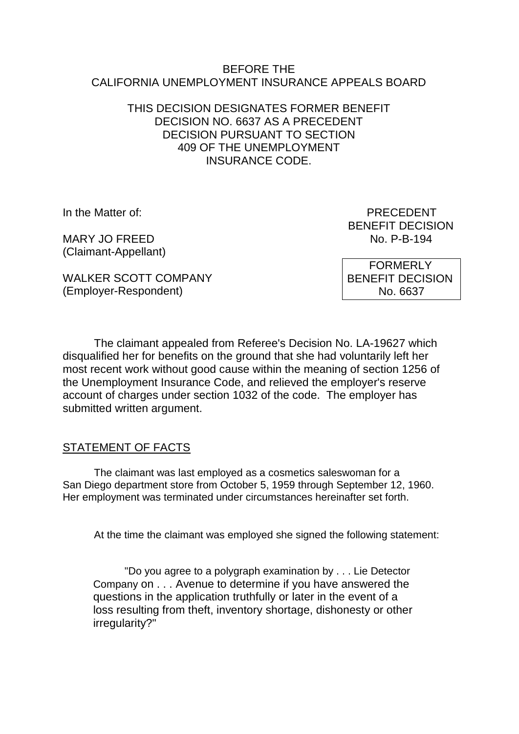BEFORE THE
CALIFORNIA UNEMPLOYMENT INSURANCE APPEALS BOARD

THIS DECISION DESIGNATES FORMER BENEFIT DECISION NO. 6637 AS A PRECEDENT DECISION PURSUANT TO SECTION 409 OF THE UNEMPLOYMENT INSURANCE CODE.

In the Matter of:

MARY JO FREED
(Claimant-Appellant)

WALKER SCOTT COMPANY
(Employer-Respondent)

PRECEDENT
BENEFIT DECISION
No. P-B-194

FORMERLY
BENEFIT DECISION
No. 6637

The claimant appealed from Referee's Decision No. LA-19627 which disqualified her for benefits on the ground that she had voluntarily left her most recent work without good cause within the meaning of section 1256 of the Unemployment Insurance Code, and relieved the employer's reserve account of charges under section 1032 of the code. The employer has submitted written argument.

## STATEMENT OF FACTS

The claimant was last employed as a cosmetics saleswoman for a San Diego department store from October 5, 1959 through September 12, 1960. Her employment was terminated under circumstances hereinafter set forth.

At the time the claimant was employed she signed the following statement:

> "Do you agree to a polygraph examination by . . . Lie Detector Company on . . . Avenue to determine if you have answered the questions in the application truthfully or later in the event of a loss resulting from theft, inventory shortage, dishonesty or other irregularity?"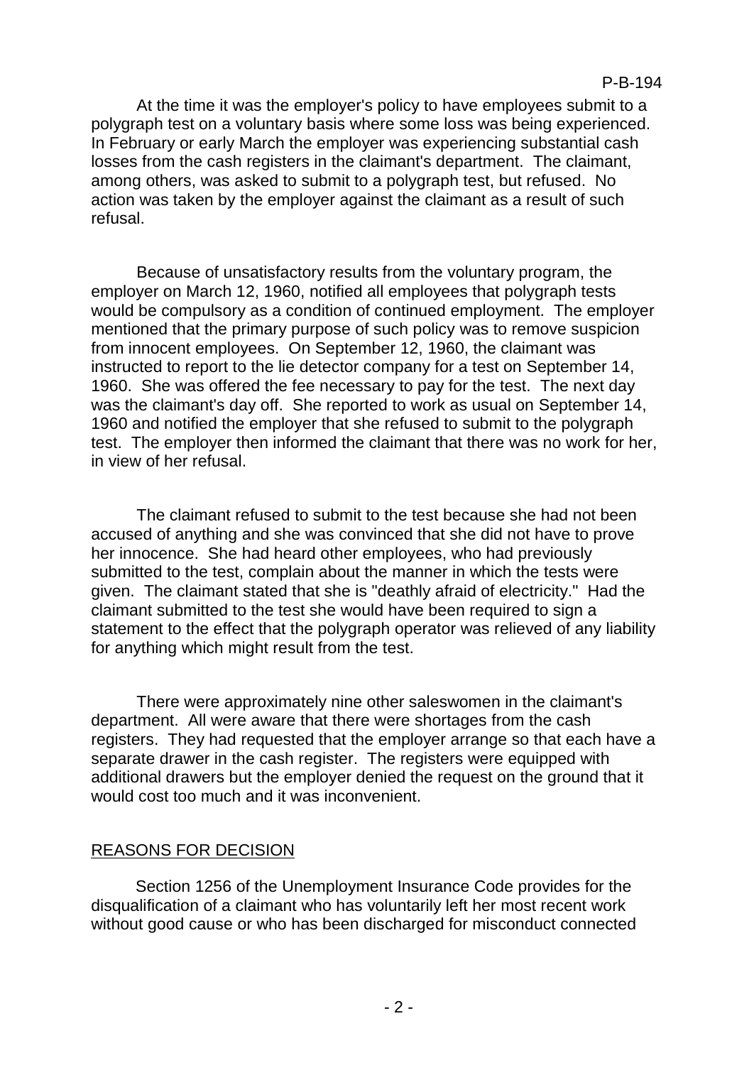At the time it was the employer's policy to have employees submit to a polygraph test on a voluntary basis where some loss was being experienced. In February or early March the employer was experiencing substantial cash losses from the cash registers in the claimant's department. The claimant, among others, was asked to submit to a polygraph test, but refused. No action was taken by the employer against the claimant as a result of such refusal.

Because of unsatisfactory results from the voluntary program, the employer on March 12, 1960, notified all employees that polygraph tests would be compulsory as a condition of continued employment. The employer mentioned that the primary purpose of such policy was to remove suspicion from innocent employees. On September 12, 1960, the claimant was instructed to report to the lie detector company for a test on September 14, 1960. She was offered the fee necessary to pay for the test. The next day was the claimant's day off. She reported to work as usual on September 14, 1960 and notified the employer that she refused to submit to the polygraph test. The employer then informed the claimant that there was no work for her, in view of her refusal.

The claimant refused to submit to the test because she had not been accused of anything and she was convinced that she did not have to prove her innocence. She had heard other employees, who had previously submitted to the test, complain about the manner in which the tests were given. The claimant stated that she is "deathly afraid of electricity." Had the claimant submitted to the test she would have been required to sign a statement to the effect that the polygraph operator was relieved of any liability for anything which might result from the test.

There were approximately nine other saleswomen in the claimant's department. All were aware that there were shortages from the cash registers. They had requested that the employer arrange so that each have a separate drawer in the cash register. The registers were equipped with additional drawers but the employer denied the request on the ground that it would cost too much and it was inconvenient.

## REASONS FOR DECISION

Section 1256 of the Unemployment Insurance Code provides for the disqualification of a claimant who has voluntarily left her most recent work without good cause or who has been discharged for misconduct connected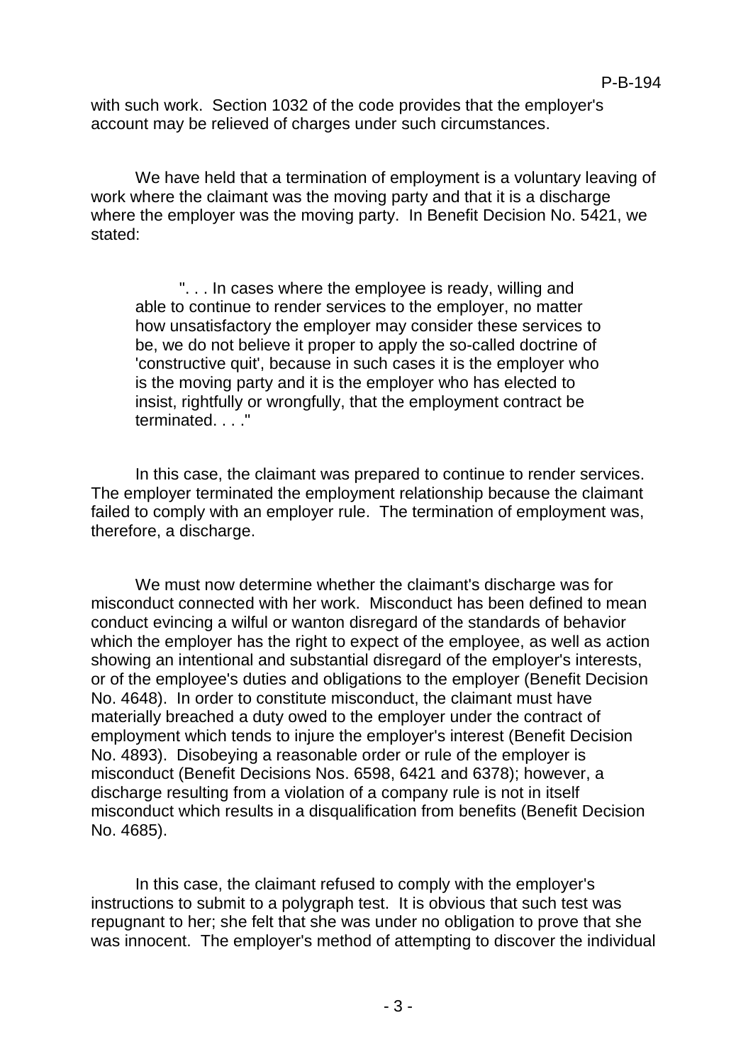with such work. Section 1032 of the code provides that the employer's account may be relieved of charges under such circumstances.

We have held that a termination of employment is a voluntary leaving of work where the claimant was the moving party and that it is a discharge where the employer was the moving party. In Benefit Decision No. 5421, we stated:

> ". . . In cases where the employee is ready, willing and able to continue to render services to the employer, no matter how unsatisfactory the employer may consider these services to be, we do not believe it proper to apply the so-called doctrine of 'constructive quit', because in such cases it is the employer who is the moving party and it is the employer who has elected to insist, rightfully or wrongfully, that the employment contract be terminated. . . ."

In this case, the claimant was prepared to continue to render services. The employer terminated the employment relationship because the claimant failed to comply with an employer rule. The termination of employment was, therefore, a discharge.

We must now determine whether the claimant's discharge was for misconduct connected with her work. Misconduct has been defined to mean conduct evincing a wilful or wanton disregard of the standards of behavior which the employer has the right to expect of the employee, as well as action showing an intentional and substantial disregard of the employer's interests, or of the employee's duties and obligations to the employer (Benefit Decision No. 4648). In order to constitute misconduct, the claimant must have materially breached a duty owed to the employer under the contract of employment which tends to injure the employer's interest (Benefit Decision No. 4893). Disobeying a reasonable order or rule of the employer is misconduct (Benefit Decisions Nos. 6598, 6421 and 6378); however, a discharge resulting from a violation of a company rule is not in itself misconduct which results in a disqualification from benefits (Benefit Decision No. 4685).

In this case, the claimant refused to comply with the employer's instructions to submit to a polygraph test. It is obvious that such test was repugnant to her; she felt that she was under no obligation to prove that she was innocent. The employer's method of attempting to discover the individual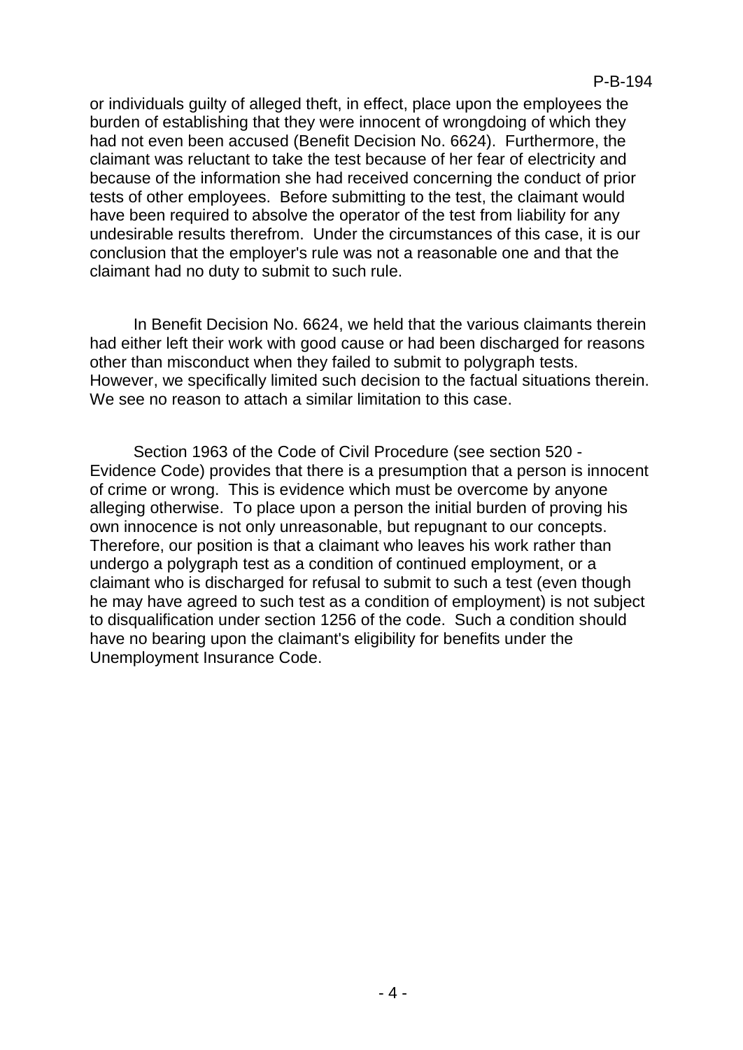or individuals guilty of alleged theft, in effect, place upon the employees the burden of establishing that they were innocent of wrongdoing of which they had not even been accused (Benefit Decision No. 6624). Furthermore, the claimant was reluctant to take the test because of her fear of electricity and because of the information she had received concerning the conduct of prior tests of other employees. Before submitting to the test, the claimant would have been required to absolve the operator of the test from liability for any undesirable results therefrom. Under the circumstances of this case, it is our conclusion that the employer's rule was not a reasonable one and that the claimant had no duty to submit to such rule.

In Benefit Decision No. 6624, we held that the various claimants therein had either left their work with good cause or had been discharged for reasons other than misconduct when they failed to submit to polygraph tests. However, we specifically limited such decision to the factual situations therein. We see no reason to attach a similar limitation to this case.

Section 1963 of the Code of Civil Procedure (see section 520 - Evidence Code) provides that there is a presumption that a person is innocent of crime or wrong. This is evidence which must be overcome by anyone alleging otherwise. To place upon a person the initial burden of proving his own innocence is not only unreasonable, but repugnant to our concepts. Therefore, our position is that a claimant who leaves his work rather than undergo a polygraph test as a condition of continued employment, or a claimant who is discharged for refusal to submit to such a test (even though he may have agreed to such test as a condition of employment) is not subject to disqualification under section 1256 of the code. Such a condition should have no bearing upon the claimant's eligibility for benefits under the Unemployment Insurance Code.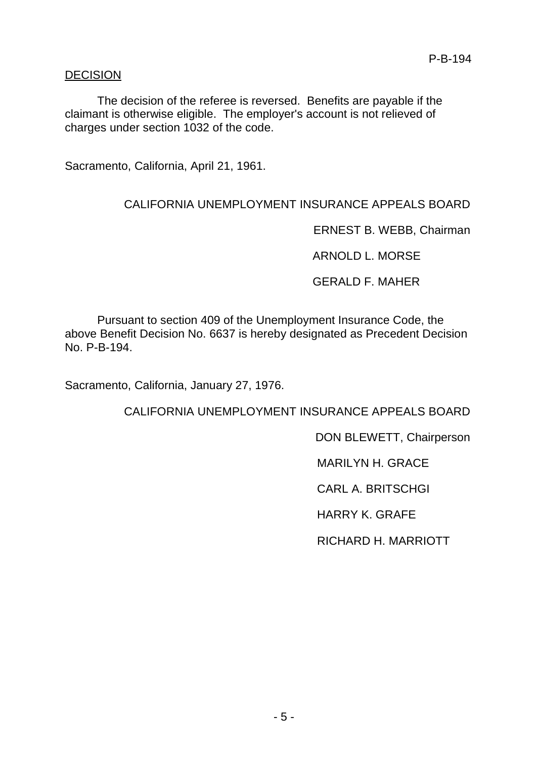## DECISION

The decision of the referee is reversed. Benefits are payable if the claimant is otherwise eligible. The employer's account is not relieved of charges under section 1032 of the code.

Sacramento, California, April 21, 1961.

CALIFORNIA UNEMPLOYMENT INSURANCE APPEALS BOARD

ERNEST B. WEBB, Chairman

ARNOLD L. MORSE

GERALD F. MAHER

Pursuant to section 409 of the Unemployment Insurance Code, the above Benefit Decision No. 6637 is hereby designated as Precedent Decision No. P-B-194.

Sacramento, California, January 27, 1976.

CALIFORNIA UNEMPLOYMENT INSURANCE APPEALS BOARD

DON BLEWETT, Chairperson

MARILYN H. GRACE

CARL A. BRITSCHGI

HARRY K. GRAFE

RICHARD H. MARRIOTT